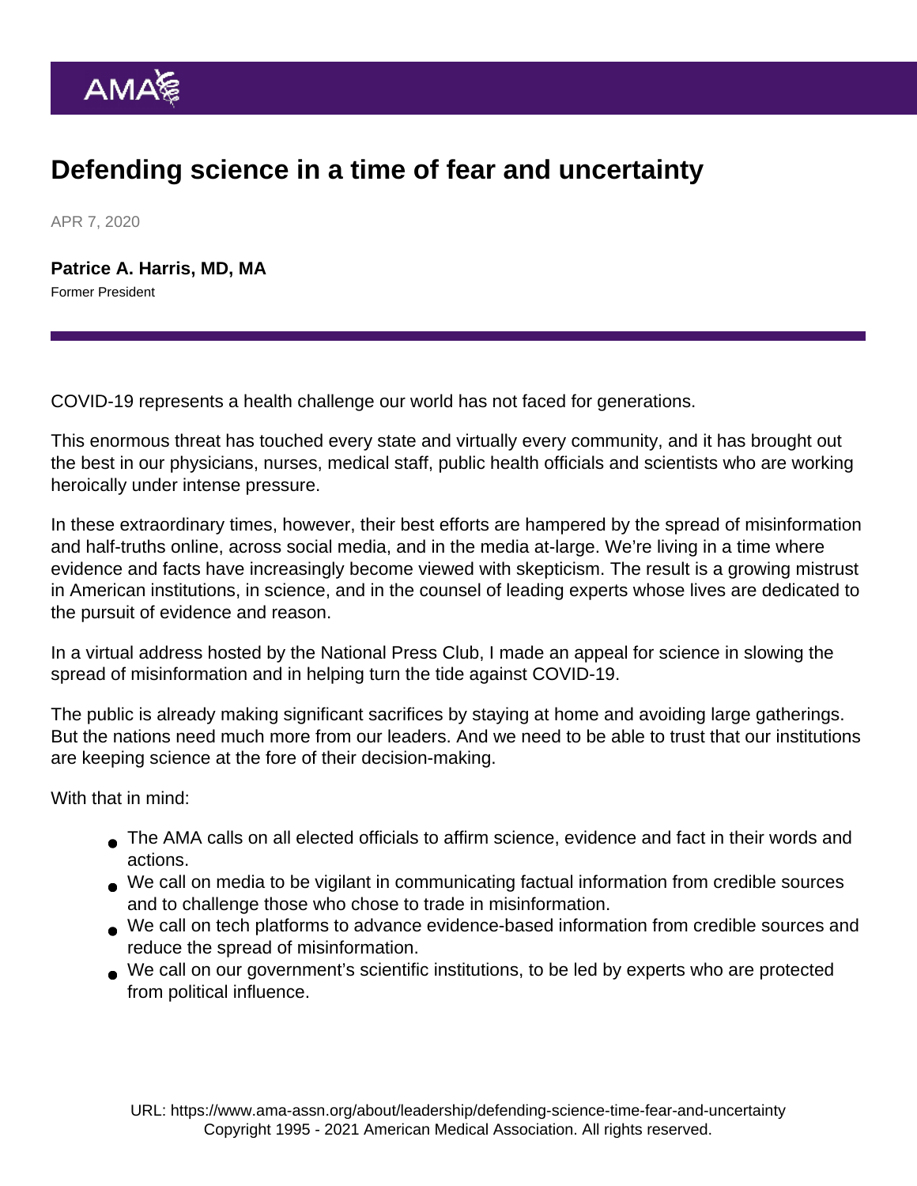# Defending science in a time of fear and uncertainty

APR 7, 2020

**Patrice A. Harris, MD, MA**
Former President

COVID-19 represents a health challenge our world has not faced for generations.

This enormous threat has touched every state and virtually every community, and it has brought out the best in our physicians, nurses, medical staff, public health officials and scientists who are working heroically under intense pressure.

In these extraordinary times, however, their best efforts are hampered by the spread of misinformation and half-truths online, across social media, and in the media at-large. We're living in a time where evidence and facts have increasingly become viewed with skepticism. The result is a growing mistrust in American institutions, in science, and in the counsel of leading experts whose lives are dedicated to the pursuit of evidence and reason.

In a virtual address hosted by the National Press Club, I made an appeal for science in slowing the spread of misinformation and in helping turn the tide against COVID-19.

The public is already making significant sacrifices by staying at home and avoiding large gatherings. But the nations need much more from our leaders. And we need to be able to trust that our institutions are keeping science at the fore of their decision-making.

With that in mind:

- The AMA calls on all elected officials to affirm science, evidence and fact in their words and actions.
- We call on media to be vigilant in communicating factual information from credible sources and to challenge those who chose to trade in misinformation.
- We call on tech platforms to advance evidence-based information from credible sources and reduce the spread of misinformation.
- We call on our government's scientific institutions, to be led by experts who are protected from political influence.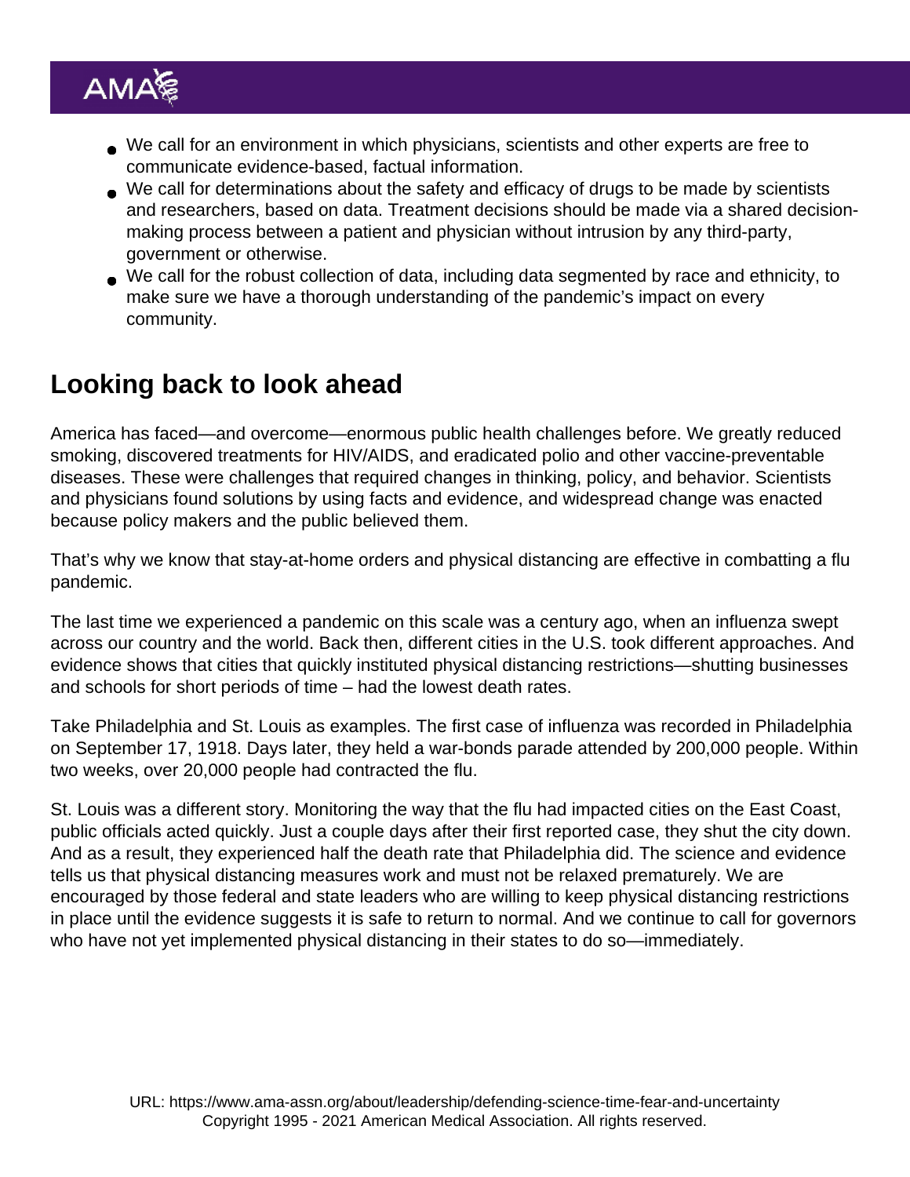- We call for an environment in which physicians, scientists and other experts are free to communicate evidence-based, factual information.
- We call for determinations about the safety and efficacy of drugs to be made by scientists and researchers, based on data. Treatment decisions should be made via a shared decision-making process between a patient and physician without intrusion by any third-party, government or otherwise.
- We call for the robust collection of data, including data segmented by race and ethnicity, to make sure we have a thorough understanding of the pandemic's impact on every community.

## Looking back to look ahead

America has faced—and overcome—enormous public health challenges before. We greatly reduced smoking, discovered treatments for HIV/AIDS, and eradicated polio and other vaccine-preventable diseases. These were challenges that required changes in thinking, policy, and behavior. Scientists and physicians found solutions by using facts and evidence, and widespread change was enacted because policy makers and the public believed them.

That's why we know that stay-at-home orders and physical distancing are effective in combatting a flu pandemic.

The last time we experienced a pandemic on this scale was a century ago, when an influenza swept across our country and the world. Back then, different cities in the U.S. took different approaches. And evidence shows that cities that quickly instituted physical distancing restrictions—shutting businesses and schools for short periods of time – had the lowest death rates.

Take Philadelphia and St. Louis as examples. The first case of influenza was recorded in Philadelphia on September 17, 1918. Days later, they held a war-bonds parade attended by 200,000 people. Within two weeks, over 20,000 people had contracted the flu.

St. Louis was a different story. Monitoring the way that the flu had impacted cities on the East Coast, public officials acted quickly. Just a couple days after their first reported case, they shut the city down. And as a result, they experienced half the death rate that Philadelphia did. The science and evidence tells us that physical distancing measures work and must not be relaxed prematurely. We are encouraged by those federal and state leaders who are willing to keep physical distancing restrictions in place until the evidence suggests it is safe to return to normal. And we continue to call for governors who have not yet implemented physical distancing in their states to do so—immediately.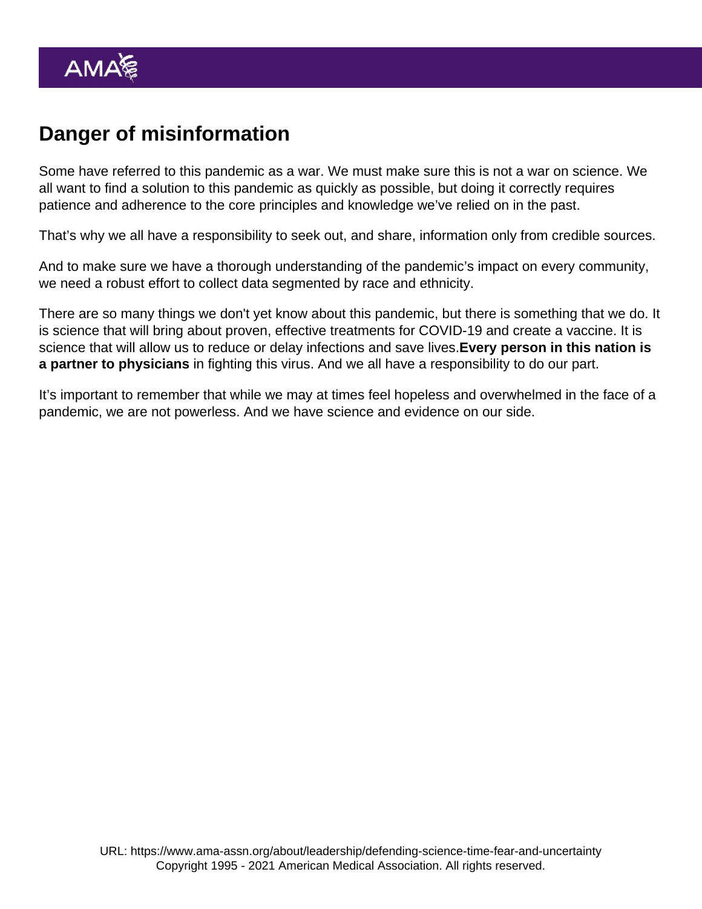## Danger of misinformation

Some have referred to this pandemic as a war. We must make sure this is not a war on science. We all want to find a solution to this pandemic as quickly as possible, but doing it correctly requires patience and adherence to the core principles and knowledge we've relied on in the past.

That's why we all have a responsibility to seek out, and share, information only from credible sources.

And to make sure we have a thorough understanding of the pandemic's impact on every community, we need a robust effort to collect data segmented by race and ethnicity.

There are so many things we don't yet know about this pandemic, but there is something that we do. It is science that will bring about proven, effective treatments for COVID-19 and create a vaccine. It is science that will allow us to reduce or delay infections and save lives.**Every person in this nation is a partner to physicians** in fighting this virus. And we all have a responsibility to do our part.

It's important to remember that while we may at times feel hopeless and overwhelmed in the face of a pandemic, we are not powerless. And we have science and evidence on our side.